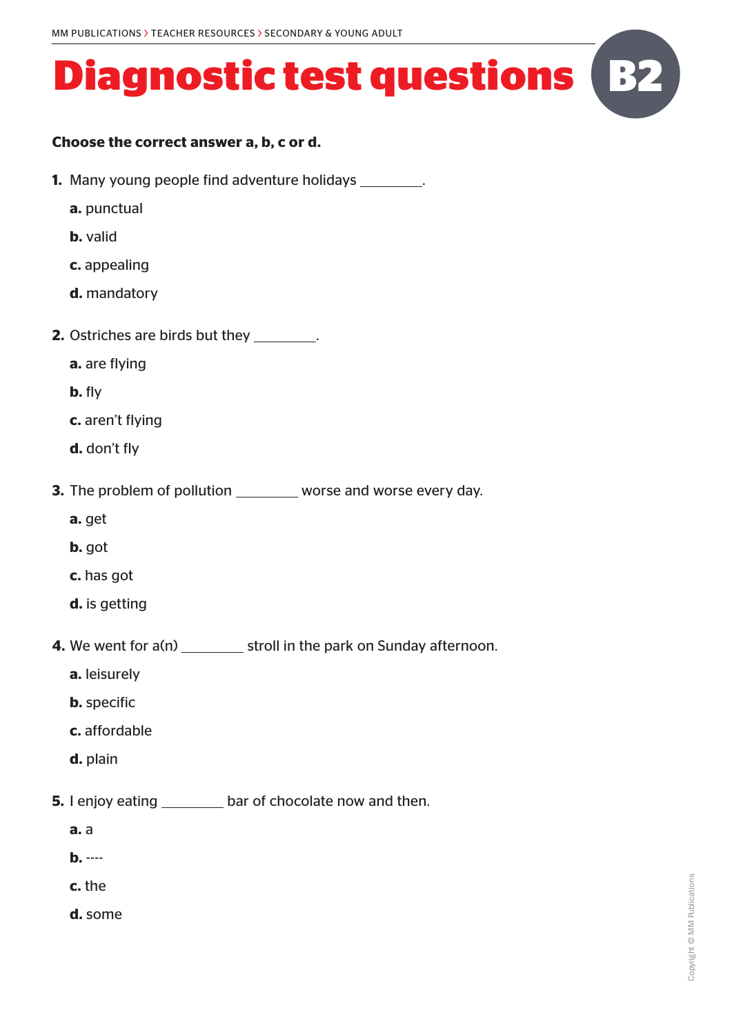# Diagnostic test questions B2

**Choose the correct answer a, b, c or d.**

**1.** Many young people find adventure holidays ________.

**a.** punctual

**b.** valid

**c.** appealing

**d.** mandatory

**2.** Ostriches are birds but they ________.

**a.** are flying

**b.** fly

**c.** aren't flying

**d.** don't fly

**3.** The problem of pollution ________ worse and worse every day.

**a.** get

**b.** got

**c.** has got

**d.** is getting

**4.** We went for a(n) ________ stroll in the park on Sunday afternoon.

**a.** leisurely

**b.** specific

**c.** affordable

**d.** plain

**5.** I enjoy eating ________ bar of chocolate now and then.

**a.** a

**b.** ----

**c.** the

**d.** some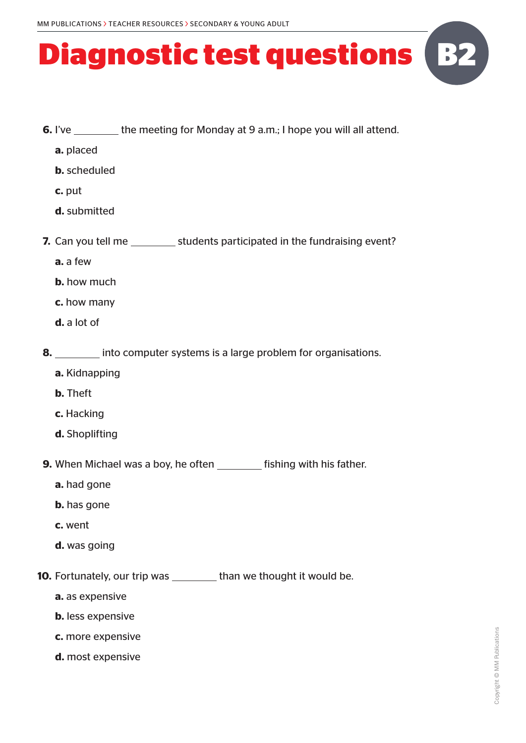# Diagnostic test questions B2

6. I've ________ the meeting for Monday at 9 a.m.; I hope you will all attend.

   **a.** placed

   **b.** scheduled

   **c.** put

   **d.** submitted

7. Can you tell me ________ students participated in the fundraising event?

   **a.** a few

   **b.** how much

   **c.** how many

   **d.** a lot of

8. ________ into computer systems is a large problem for organisations.

   **a.** Kidnapping

   **b.** Theft

   **c.** Hacking

   **d.** Shoplifting

9. When Michael was a boy, he often ________ fishing with his father.

   **a.** had gone

   **b.** has gone

   **c.** went

   **d.** was going

10. Fortunately, our trip was ________ than we thought it would be.

    **a.** as expensive

    **b.** less expensive

    **c.** more expensive

    **d.** most expensive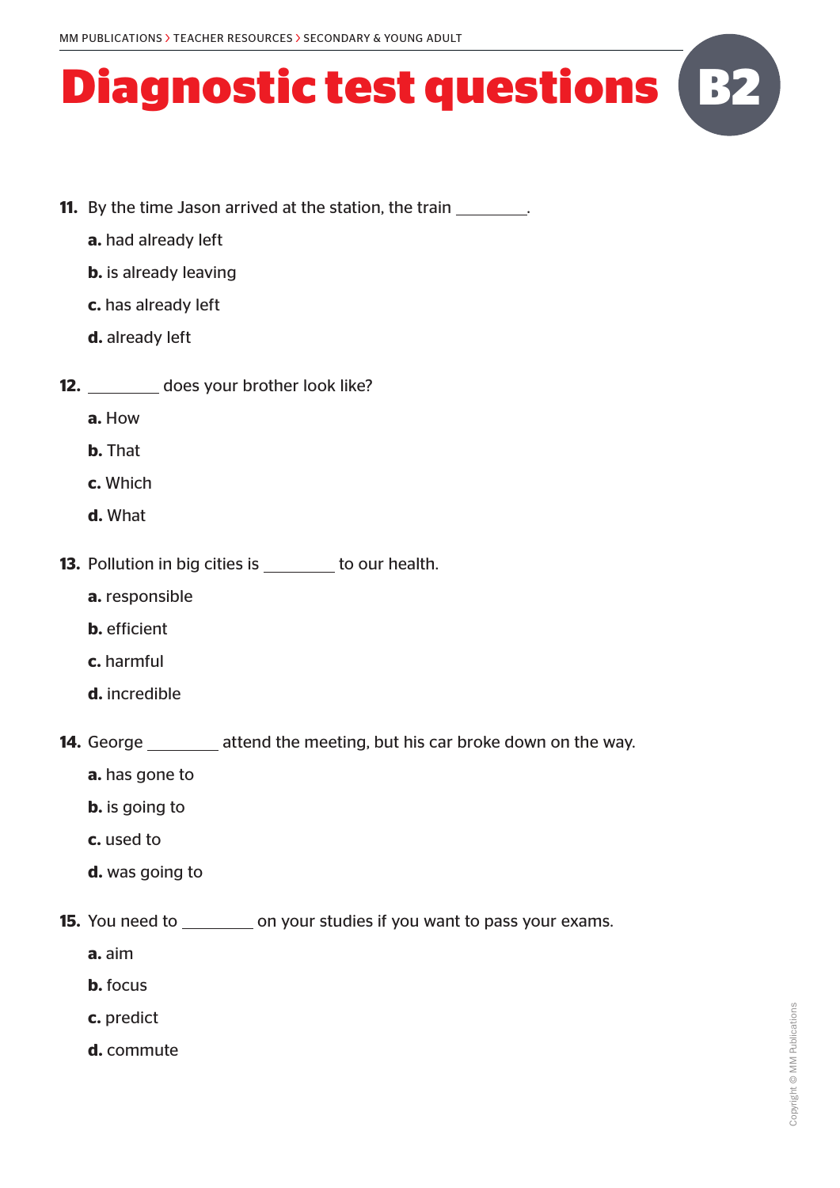# Diagnostic test questions B2

**11.** By the time Jason arrived at the station, the train ________.

**a.** had already left

**b.** is already leaving

**c.** has already left

**d.** already left

**12.** ________ does your brother look like?

**a.** How

**b.** That

**c.** Which

**d.** What

**13.** Pollution in big cities is ________ to our health.

**a.** responsible

**b.** efficient

**c.** harmful

**d.** incredible

**14.** George ________ attend the meeting, but his car broke down on the way.

**a.** has gone to

**b.** is going to

**c.** used to

**d.** was going to

**15.** You need to ________ on your studies if you want to pass your exams.

**a.** aim

**b.** focus

**c.** predict

**d.** commute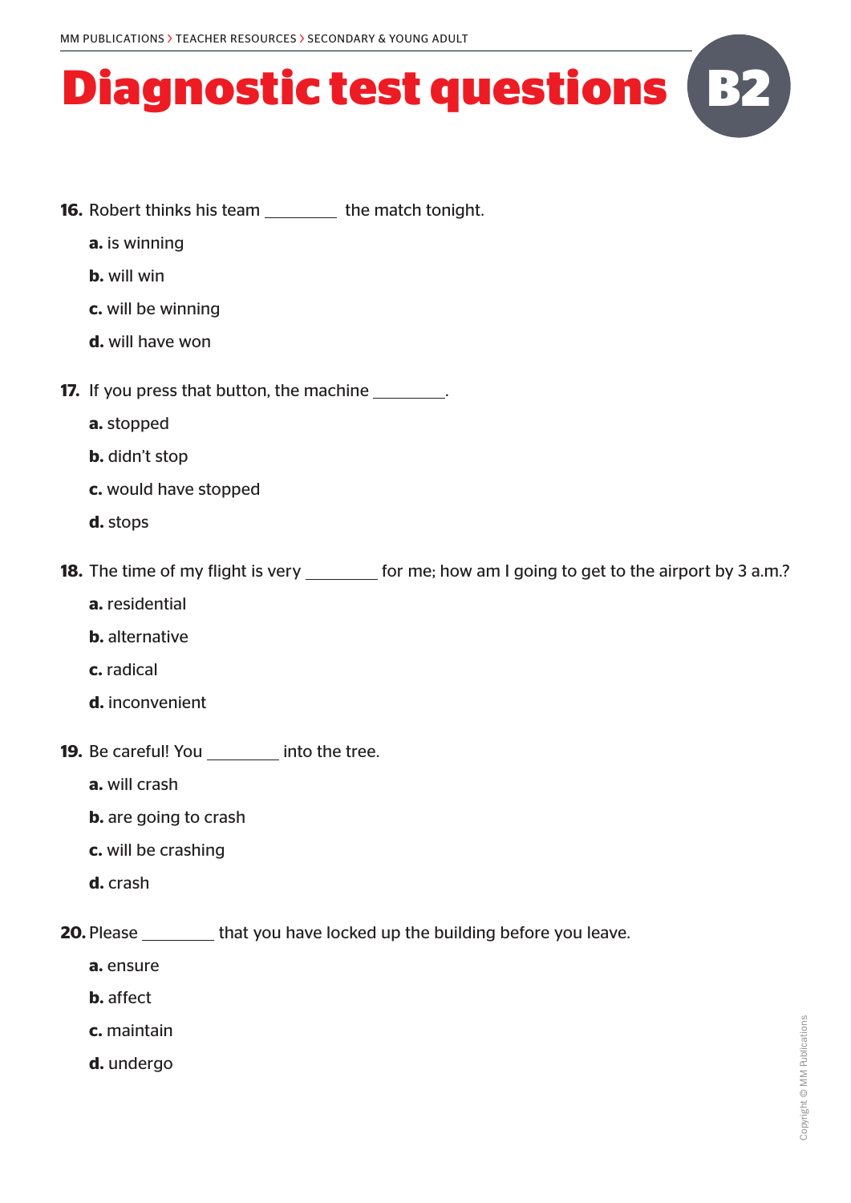# Diagnostic test questions B2

**16.** Robert thinks his team ________ the match tonight.

**a.** is winning

**b.** will win

**c.** will be winning

**d.** will have won

**17.** If you press that button, the machine ________.

**a.** stopped

**b.** didn't stop

**c.** would have stopped

**d.** stops

**18.** The time of my flight is very ________ for me; how am I going to get to the airport by 3 a.m.?

**a.** residential

**b.** alternative

**c.** radical

**d.** inconvenient

**19.** Be careful! You ________ into the tree.

**a.** will crash

**b.** are going to crash

**c.** will be crashing

**d.** crash

**20.** Please ________ that you have locked up the building before you leave.

**a.** ensure

**b.** affect

**c.** maintain

**d.** undergo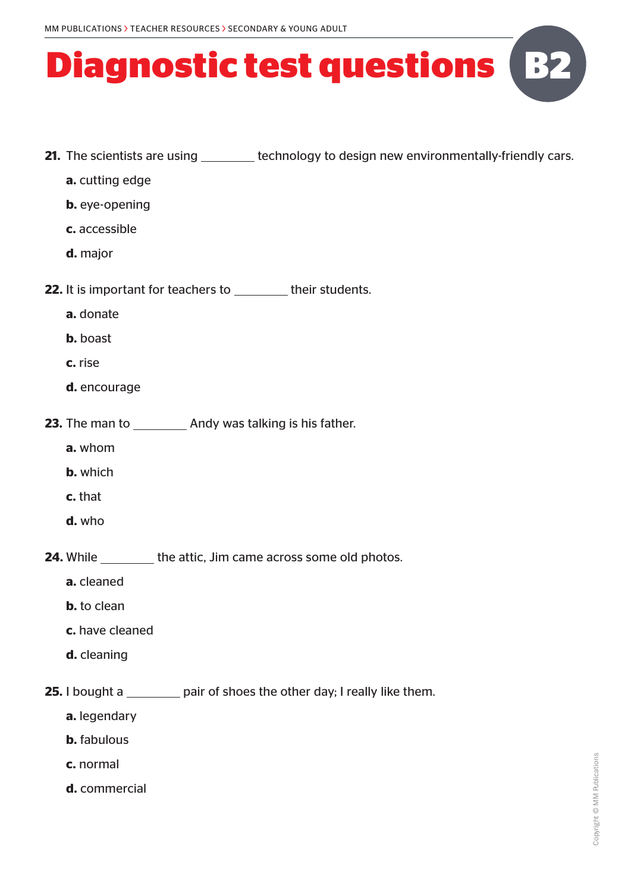# Diagnostic test questions B2

**21.** The scientists are using ________ technology to design new environmentally-friendly cars.

**a.** cutting edge

**b.** eye-opening

**c.** accessible

**d.** major

**22.** It is important for teachers to ________ their students.

**a.** donate

**b.** boast

**c.** rise

**d.** encourage

**23.** The man to ________ Andy was talking is his father.

**a.** whom

**b.** which

**c.** that

**d.** who

**24.** While ________ the attic, Jim came across some old photos.

**a.** cleaned

**b.** to clean

**c.** have cleaned

**d.** cleaning

**25.** I bought a ________ pair of shoes the other day; I really like them.

**a.** legendary

**b.** fabulous

**c.** normal

**d.** commercial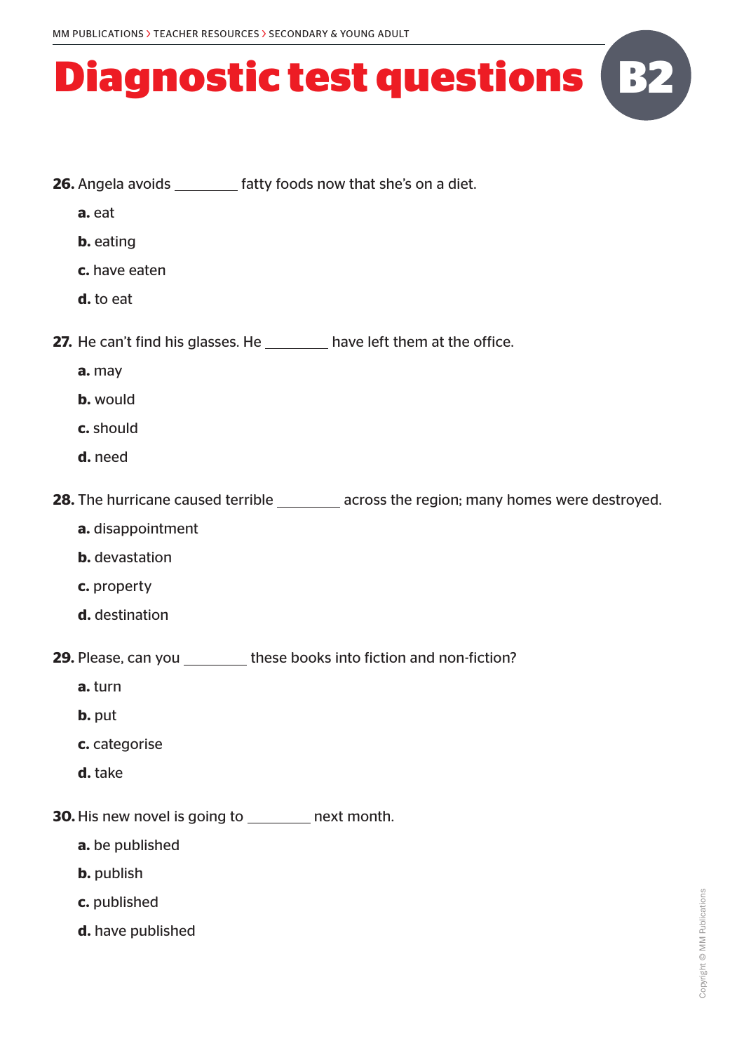# Diagnostic test questions B2

**26.** Angela avoids ________ fatty foods now that she's on a diet.

**a.** eat

**b.** eating

**c.** have eaten

**d.** to eat

**27.** He can't find his glasses. He ________ have left them at the office.

**a.** may

**b.** would

**c.** should

**d.** need

**28.** The hurricane caused terrible ________ across the region; many homes were destroyed.

**a.** disappointment

**b.** devastation

**c.** property

**d.** destination

**29.** Please, can you ________ these books into fiction and non-fiction?

**a.** turn

**b.** put

**c.** categorise

**d.** take

**30.** His new novel is going to ________ next month.

**a.** be published

**b.** publish

**c.** published

**d.** have published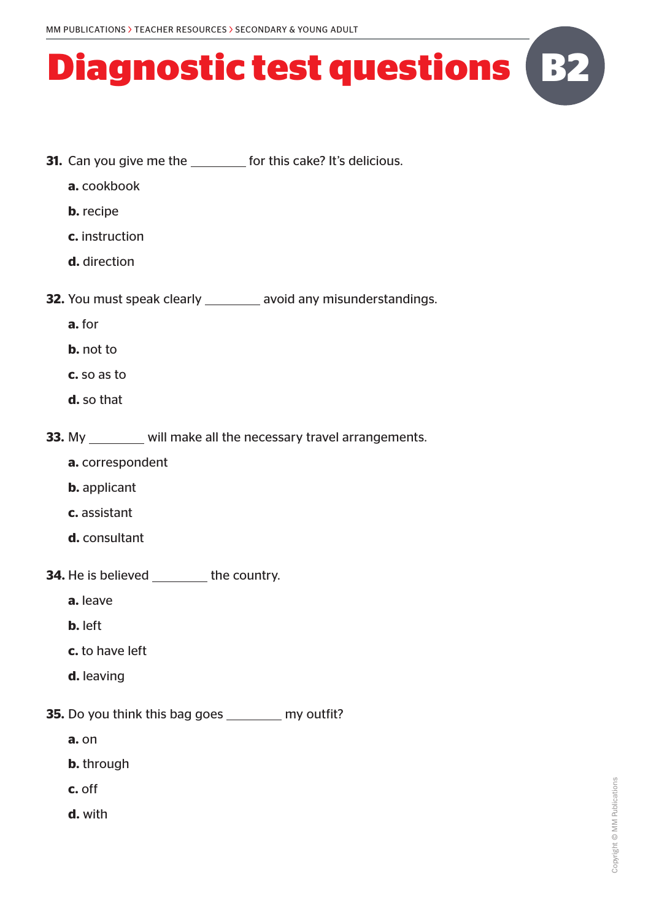# Diagnostic test questions B2

**31.** Can you give me the ________ for this cake? It's delicious.

**a.** cookbook

**b.** recipe

**c.** instruction

**d.** direction

**32.** You must speak clearly ________ avoid any misunderstandings.

**a.** for

**b.** not to

**c.** so as to

**d.** so that

**33.** My ________ will make all the necessary travel arrangements.

**a.** correspondent

**b.** applicant

**c.** assistant

**d.** consultant

**34.** He is believed ________ the country.

**a.** leave

**b.** left

**c.** to have left

**d.** leaving

**35.** Do you think this bag goes ________ my outfit?

**a.** on

**b.** through

**c.** off

**d.** with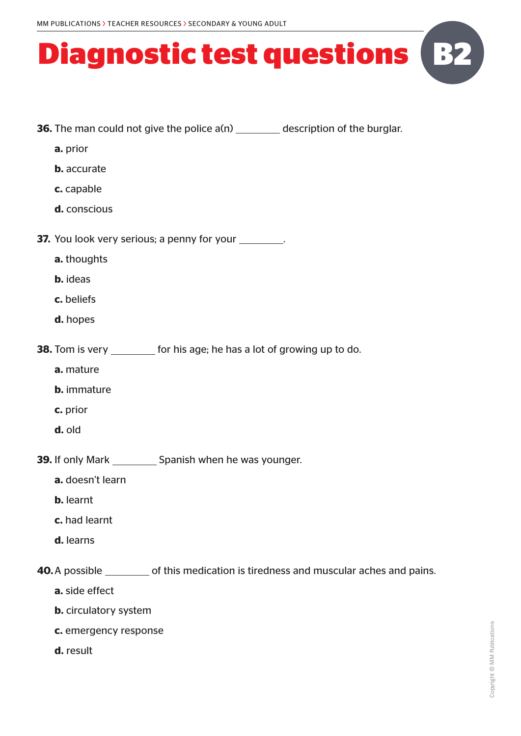# Diagnostic test questions B2

**36.** The man could not give the police a(n) ________ description of the burglar.

**a.** prior

**b.** accurate

**c.** capable

**d.** conscious

**37.** You look very serious; a penny for your ________.

**a.** thoughts

**b.** ideas

**c.** beliefs

**d.** hopes

**38.** Tom is very ________ for his age; he has a lot of growing up to do.

**a.** mature

**b.** immature

**c.** prior

**d.** old

**39.** If only Mark ________ Spanish when he was younger.

**a.** doesn't learn

**b.** learnt

**c.** had learnt

**d.** learns

**40.** A possible ________ of this medication is tiredness and muscular aches and pains.

**a.** side effect

**b.** circulatory system

**c.** emergency response

**d.** result